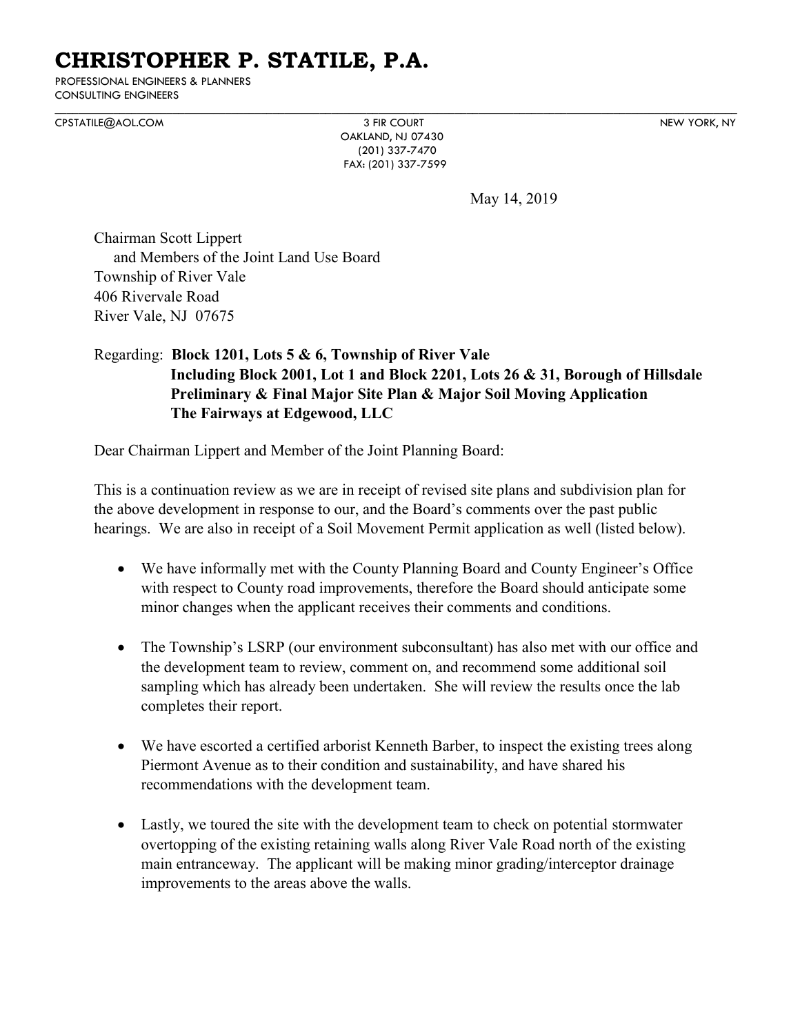# CHRISTOPHER P. STATILE, P.A.

PROFESSIONAL ENGINEERS & PLANNERS
CONSULTING ENGINEERS

CPSTATILE@AOL.COM | 3 FIR COURT, OAKLAND, NJ 07430 | (201) 337-7470 | FAX: (201) 337-7599 | NEW YORK, NY

May 14, 2019

Chairman Scott Lippert
and Members of the Joint Land Use Board
Township of River Vale
406 Rivervale Road
River Vale, NJ 07675

Regarding: **Block 1201, Lots 5 & 6, Township of River Vale**
**Including Block 2001, Lot 1 and Block 2201, Lots 26 & 31, Borough of Hillsdale**
**Preliminary & Final Major Site Plan & Major Soil Moving Application**
**The Fairways at Edgewood, LLC**

Dear Chairman Lippert and Member of the Joint Planning Board:

This is a continuation review as we are in receipt of revised site plans and subdivision plan for the above development in response to our, and the Board's comments over the past public hearings. We are also in receipt of a Soil Movement Permit application as well (listed below).

- We have informally met with the County Planning Board and County Engineer's Office with respect to County road improvements, therefore the Board should anticipate some minor changes when the applicant receives their comments and conditions.

- The Township's LSRP (our environment subconsultant) has also met with our office and the development team to review, comment on, and recommend some additional soil sampling which has already been undertaken. She will review the results once the lab completes their report.

- We have escorted a certified arborist Kenneth Barber, to inspect the existing trees along Piermont Avenue as to their condition and sustainability, and have shared his recommendations with the development team.

- Lastly, we toured the site with the development team to check on potential stormwater overtopping of the existing retaining walls along River Vale Road north of the existing main entranceway. The applicant will be making minor grading/interceptor drainage improvements to the areas above the walls.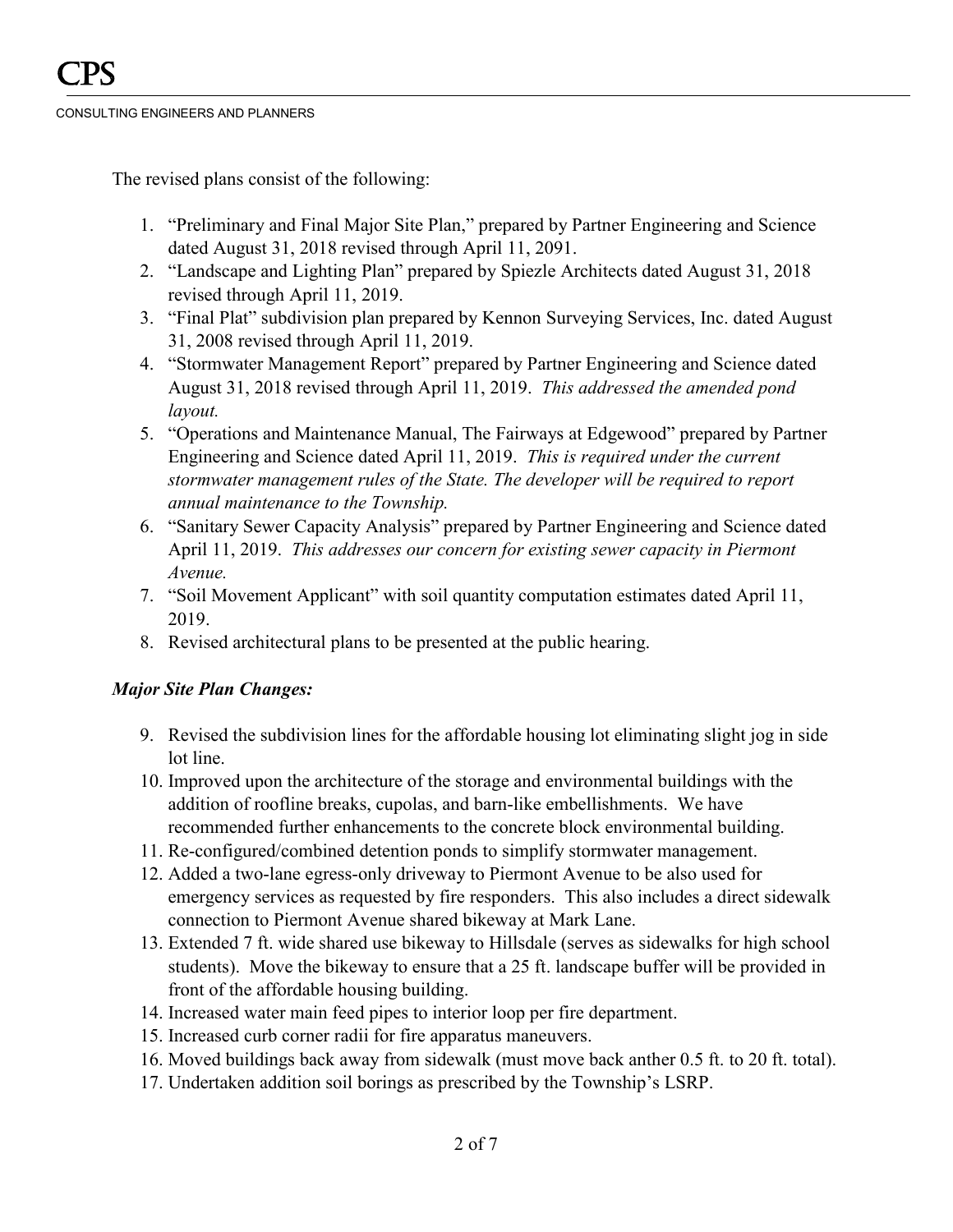The revised plans consist of the following:

1. "Preliminary and Final Major Site Plan," prepared by Partner Engineering and Science dated August 31, 2018 revised through April 11, 2091.
2. "Landscape and Lighting Plan" prepared by Spiezle Architects dated August 31, 2018 revised through April 11, 2019.
3. "Final Plat" subdivision plan prepared by Kennon Surveying Services, Inc. dated August 31, 2008 revised through April 11, 2019.
4. "Stormwater Management Report" prepared by Partner Engineering and Science dated August 31, 2018 revised through April 11, 2019. *This addressed the amended pond layout.*
5. "Operations and Maintenance Manual, The Fairways at Edgewood" prepared by Partner Engineering and Science dated April 11, 2019. *This is required under the current stormwater management rules of the State. The developer will be required to report annual maintenance to the Township.*
6. "Sanitary Sewer Capacity Analysis" prepared by Partner Engineering and Science dated April 11, 2019. *This addresses our concern for existing sewer capacity in Piermont Avenue.*
7. "Soil Movement Applicant" with soil quantity computation estimates dated April 11, 2019.
8. Revised architectural plans to be presented at the public hearing.

***Major Site Plan Changes:***

9. Revised the subdivision lines for the affordable housing lot eliminating slight jog in side lot line.
10. Improved upon the architecture of the storage and environmental buildings with the addition of roofline breaks, cupolas, and barn-like embellishments. We have recommended further enhancements to the concrete block environmental building.
11. Re-configured/combined detention ponds to simplify stormwater management.
12. Added a two-lane egress-only driveway to Piermont Avenue to be also used for emergency services as requested by fire responders. This also includes a direct sidewalk connection to Piermont Avenue shared bikeway at Mark Lane.
13. Extended 7 ft. wide shared use bikeway to Hillsdale (serves as sidewalks for high school students). Move the bikeway to ensure that a 25 ft. landscape buffer will be provided in front of the affordable housing building.
14. Increased water main feed pipes to interior loop per fire department.
15. Increased curb corner radii for fire apparatus maneuvers.
16. Moved buildings back away from sidewalk (must move back anther 0.5 ft. to 20 ft. total).
17. Undertaken addition soil borings as prescribed by the Township's LSRP.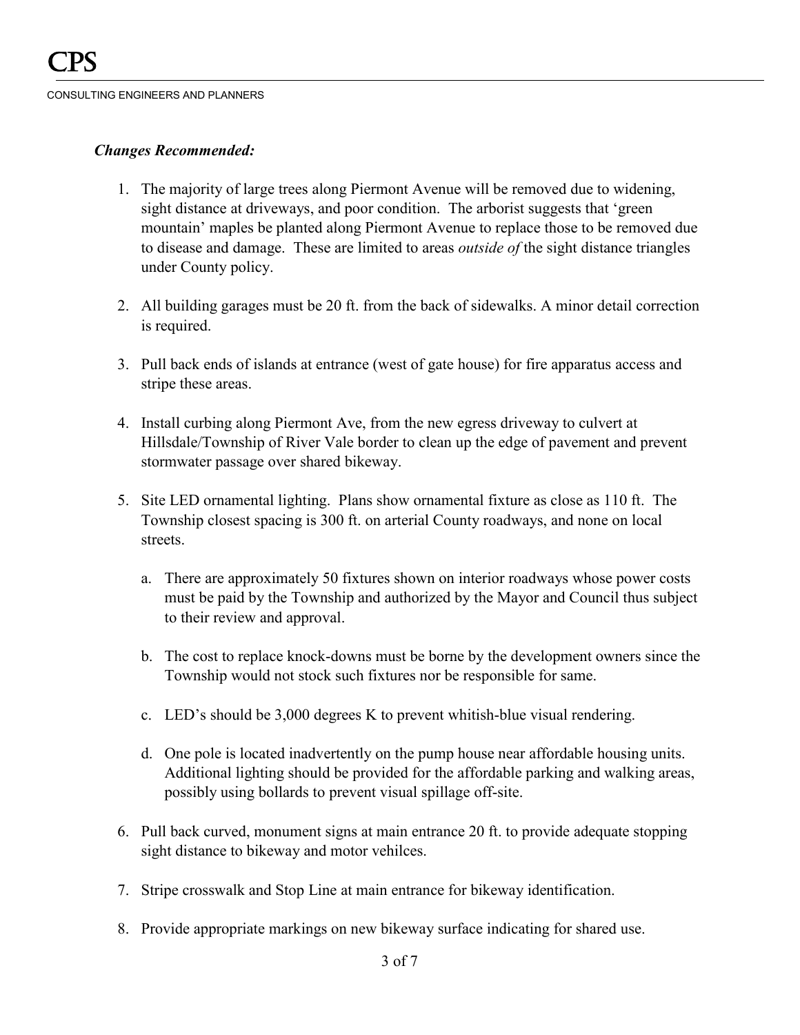***Changes Recommended:***

1. The majority of large trees along Piermont Avenue will be removed due to widening, sight distance at driveways, and poor condition. The arborist suggests that 'green mountain' maples be planted along Piermont Avenue to replace those to be removed due to disease and damage. These are limited to areas *outside of* the sight distance triangles under County policy.

2. All building garages must be 20 ft. from the back of sidewalks. A minor detail correction is required.

3. Pull back ends of islands at entrance (west of gate house) for fire apparatus access and stripe these areas.

4. Install curbing along Piermont Ave, from the new egress driveway to culvert at Hillsdale/Township of River Vale border to clean up the edge of pavement and prevent stormwater passage over shared bikeway.

5. Site LED ornamental lighting. Plans show ornamental fixture as close as 110 ft. The Township closest spacing is 300 ft. on arterial County roadways, and none on local streets.

   a. There are approximately 50 fixtures shown on interior roadways whose power costs must be paid by the Township and authorized by the Mayor and Council thus subject to their review and approval.

   b. The cost to replace knock-downs must be borne by the development owners since the Township would not stock such fixtures nor be responsible for same.

   c. LED's should be 3,000 degrees K to prevent whitish-blue visual rendering.

   d. One pole is located inadvertently on the pump house near affordable housing units. Additional lighting should be provided for the affordable parking and walking areas, possibly using bollards to prevent visual spillage off-site.

6. Pull back curved, monument signs at main entrance 20 ft. to provide adequate stopping sight distance to bikeway and motor vehilces.

7. Stripe crosswalk and Stop Line at main entrance for bikeway identification.

8. Provide appropriate markings on new bikeway surface indicating for shared use.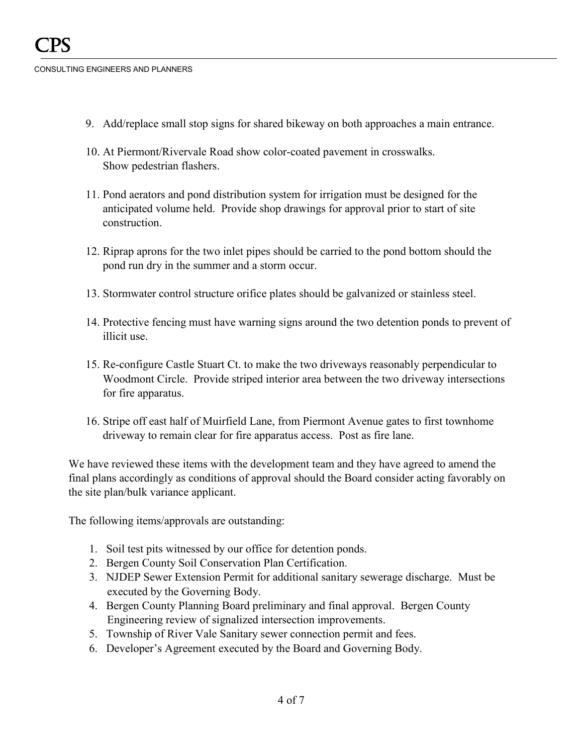9. Add/replace small stop signs for shared bikeway on both approaches a main entrance.

10. At Piermont/Rivervale Road show color-coated pavement in crosswalks. Show pedestrian flashers.

11. Pond aerators and pond distribution system for irrigation must be designed for the anticipated volume held. Provide shop drawings for approval prior to start of site construction.

12. Riprap aprons for the two inlet pipes should be carried to the pond bottom should the pond run dry in the summer and a storm occur.

13. Stormwater control structure orifice plates should be galvanized or stainless steel.

14. Protective fencing must have warning signs around the two detention ponds to prevent of illicit use.

15. Re-configure Castle Stuart Ct. to make the two driveways reasonably perpendicular to Woodmont Circle. Provide striped interior area between the two driveway intersections for fire apparatus.

16. Stripe off east half of Muirfield Lane, from Piermont Avenue gates to first townhome driveway to remain clear for fire apparatus access. Post as fire lane.

We have reviewed these items with the development team and they have agreed to amend the final plans accordingly as conditions of approval should the Board consider acting favorably on the site plan/bulk variance applicant.

The following items/approvals are outstanding:

1. Soil test pits witnessed by our office for detention ponds.
2. Bergen County Soil Conservation Plan Certification.
3. NJDEP Sewer Extension Permit for additional sanitary sewerage discharge. Must be executed by the Governing Body.
4. Bergen County Planning Board preliminary and final approval. Bergen County Engineering review of signalized intersection improvements.
5. Township of River Vale Sanitary sewer connection permit and fees.
6. Developer's Agreement executed by the Board and Governing Body.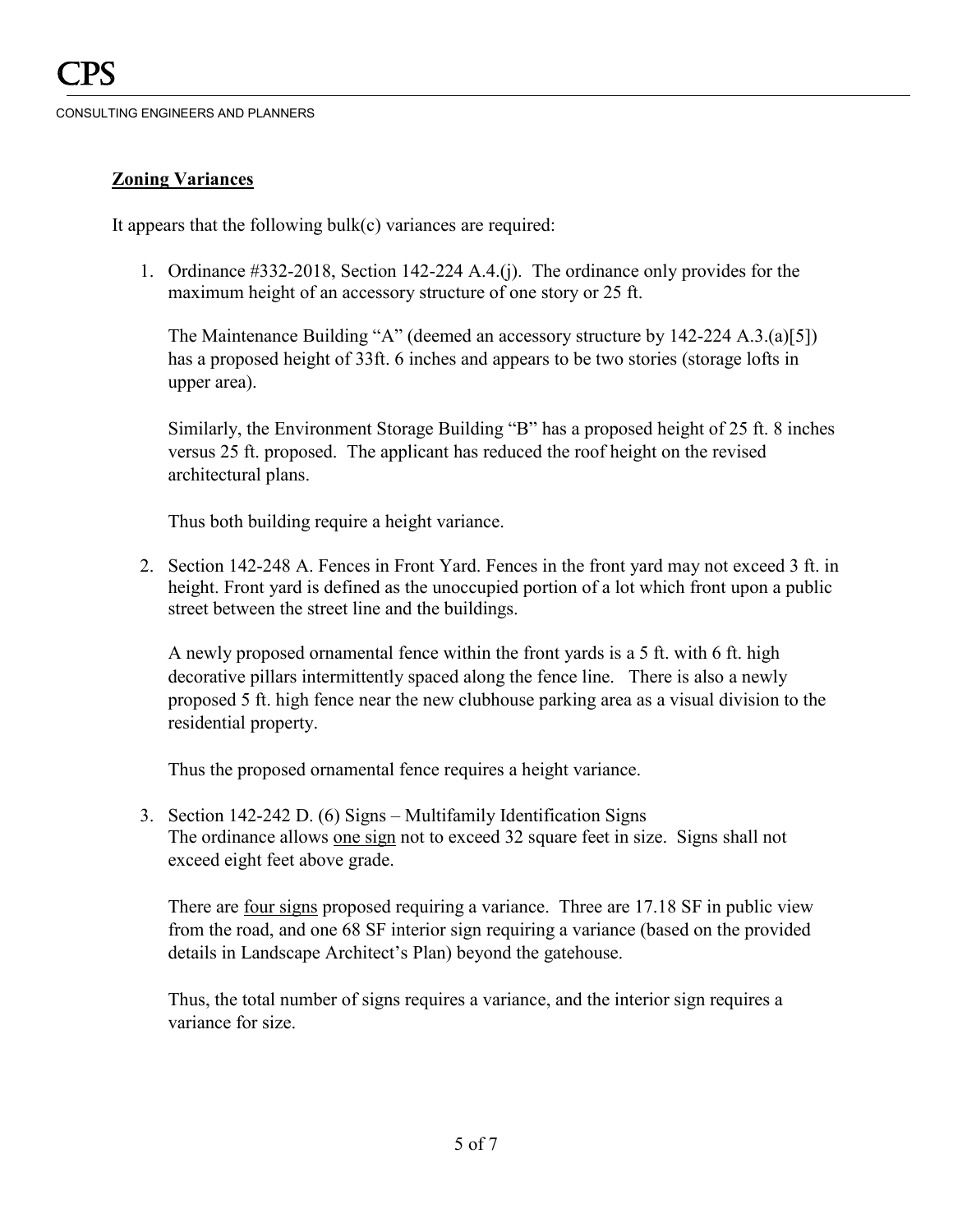## Zoning Variances

It appears that the following bulk(c) variances are required:

1. Ordinance #332-2018, Section 142-224 A.4.(j). The ordinance only provides for the maximum height of an accessory structure of one story or 25 ft.

   The Maintenance Building "A" (deemed an accessory structure by 142-224 A.3.(a)[5]) has a proposed height of 33ft. 6 inches and appears to be two stories (storage lofts in upper area).

   Similarly, the Environment Storage Building "B" has a proposed height of 25 ft. 8 inches versus 25 ft. proposed. The applicant has reduced the roof height on the revised architectural plans.

   Thus both building require a height variance.

2. Section 142-248 A. Fences in Front Yard. Fences in the front yard may not exceed 3 ft. in height. Front yard is defined as the unoccupied portion of a lot which front upon a public street between the street line and the buildings.

   A newly proposed ornamental fence within the front yards is a 5 ft. with 6 ft. high decorative pillars intermittently spaced along the fence line. There is also a newly proposed 5 ft. high fence near the new clubhouse parking area as a visual division to the residential property.

   Thus the proposed ornamental fence requires a height variance.

3. Section 142-242 D. (6) Signs – Multifamily Identification Signs
   The ordinance allows <u>one sign</u> not to exceed 32 square feet in size. Signs shall not exceed eight feet above grade.

   There are <u>four signs</u> proposed requiring a variance. Three are 17.18 SF in public view from the road, and one 68 SF interior sign requiring a variance (based on the provided details in Landscape Architect's Plan) beyond the gatehouse.

   Thus, the total number of signs requires a variance, and the interior sign requires a variance for size.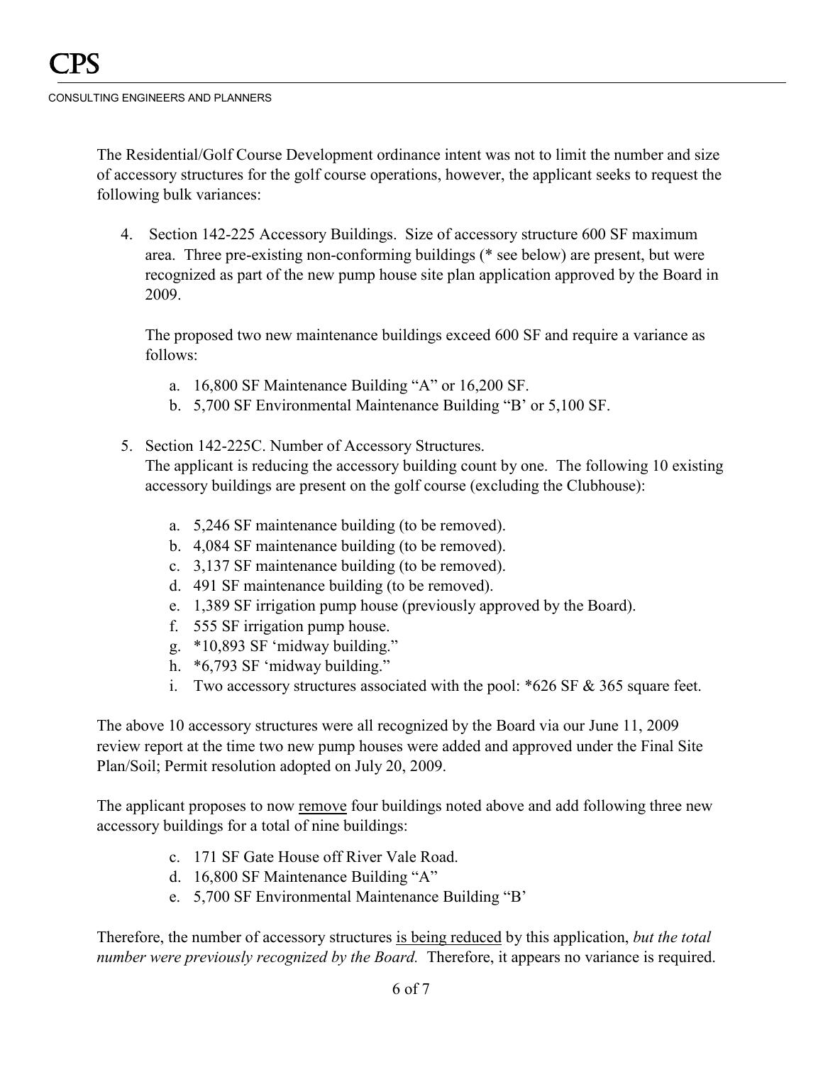The Residential/Golf Course Development ordinance intent was not to limit the number and size of accessory structures for the golf course operations, however, the applicant seeks to request the following bulk variances:

4. Section 142-225 Accessory Buildings. Size of accessory structure 600 SF maximum area. Three pre-existing non-conforming buildings (* see below) are present, but were recognized as part of the new pump house site plan application approved by the Board in 2009.

   The proposed two new maintenance buildings exceed 600 SF and require a variance as follows:

   a. 16,800 SF Maintenance Building "A" or 16,200 SF.
   b. 5,700 SF Environmental Maintenance Building "B' or 5,100 SF.

5. Section 142-225C. Number of Accessory Structures.
   The applicant is reducing the accessory building count by one. The following 10 existing accessory buildings are present on the golf course (excluding the Clubhouse):

   a. 5,246 SF maintenance building (to be removed).
   b. 4,084 SF maintenance building (to be removed).
   c. 3,137 SF maintenance building (to be removed).
   d. 491 SF maintenance building (to be removed).
   e. 1,389 SF irrigation pump house (previously approved by the Board).
   f. 555 SF irrigation pump house.
   g. *10,893 SF 'midway building."
   h. *6,793 SF 'midway building."
   i. Two accessory structures associated with the pool: *626 SF & 365 square feet.

The above 10 accessory structures were all recognized by the Board via our June 11, 2009 review report at the time two new pump houses were added and approved under the Final Site Plan/Soil; Permit resolution adopted on July 20, 2009.

The applicant proposes to now <u>remove</u> four buildings noted above and add following three new accessory buildings for a total of nine buildings:

c. 171 SF Gate House off River Vale Road.
d. 16,800 SF Maintenance Building "A"
e. 5,700 SF Environmental Maintenance Building "B'

Therefore, the number of accessory structures <u>is being reduced</u> by this application, *but the total number were previously recognized by the Board.* Therefore, it appears no variance is required.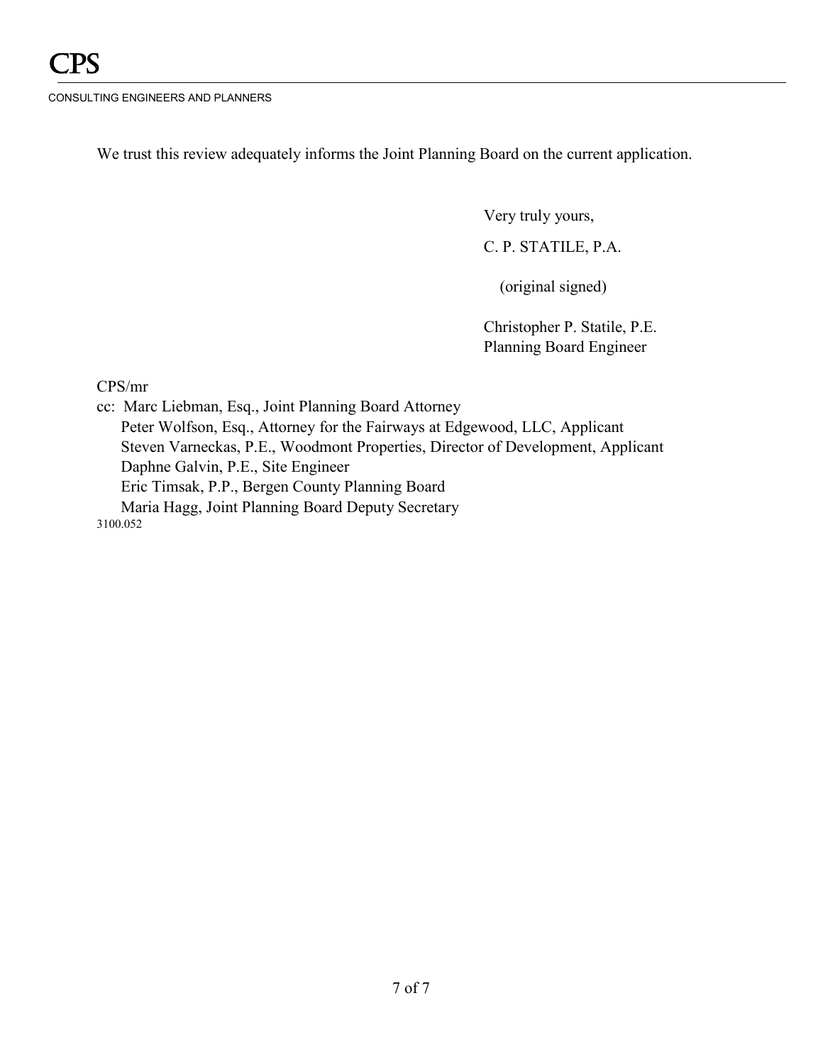We trust this review adequately informs the Joint Planning Board on the current application.

Very truly yours,

C. P. STATILE, P.A.

(original signed)

Christopher P. Statile, P.E.
Planning Board Engineer

CPS/mr

cc: Marc Liebman, Esq., Joint Planning Board Attorney
Peter Wolfson, Esq., Attorney for the Fairways at Edgewood, LLC, Applicant
Steven Varneckas, P.E., Woodmont Properties, Director of Development, Applicant
Daphne Galvin, P.E., Site Engineer
Eric Timsak, P.P., Bergen County Planning Board
Maria Hagg, Joint Planning Board Deputy Secretary

3100.052